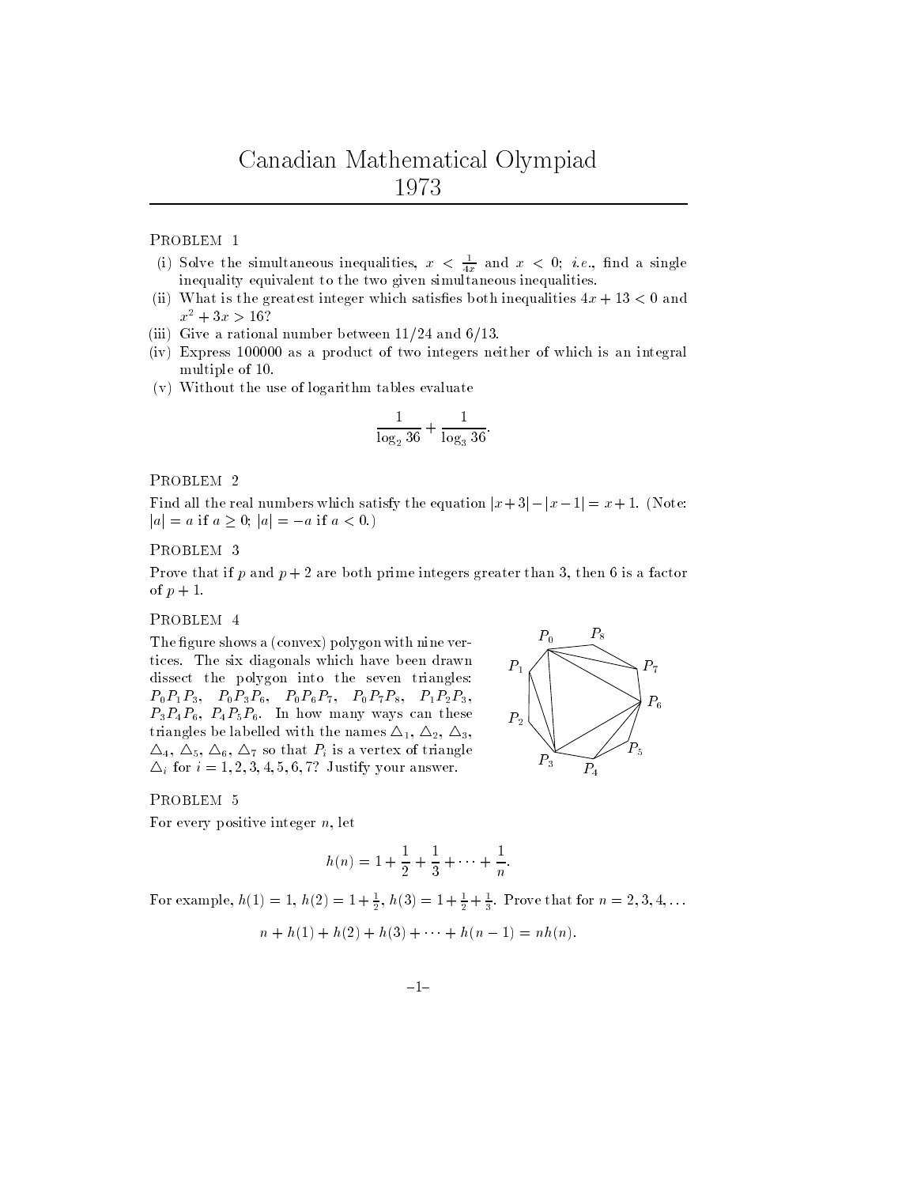# Canadian Mathematical Olympiad
# 1973

## Problem 1

(i) Solve the simultaneous inequalities, $x < \frac{1}{4x}$ and $x < 0$; *i.e.*, find a single inequality equivalent to the two given simultaneous inequalities.

(ii) What is the greatest integer which satisfies both inequalities $4x + 13 < 0$ and $x^2 + 3x > 16$?

(iii) Give a rational number between $11/24$ and $6/13$.

(iv) Express 100000 as a product of two integers neither of which is an integral multiple of 10.

(v) Without the use of logarithm tables evaluate

$$\frac{1}{\log_2 36} + \frac{1}{\log_3 36}.$$

## Problem 2

Find all the real numbers which satisfy the equation $|x+3| - |x-1| = x+1$. (Note: $|a| = a$ if $a \geq 0$; $|a| = -a$ if $a < 0$.)

## Problem 3

Prove that if $p$ and $p+2$ are both prime integers greater than 3, then 6 is a factor of $p+1$.

## Problem 4

The figure shows a (convex) polygon with nine vertices. The six diagonals which have been drawn dissect the polygon into the seven triangles: $P_0P_1P_3$, $P_0P_3P_6$, $P_0P_6P_7$, $P_0P_7P_8$, $P_1P_2P_3$, $P_3P_4P_6$, $P_4P_5P_6$. In how many ways can these triangles be labelled with the names $\triangle_1$, $\triangle_2$, $\triangle_3$, $\triangle_4$, $\triangle_5$, $\triangle_6$, $\triangle_7$ so that $P_i$ is a vertex of triangle $\triangle_i$ for $i = 1, 2, 3, 4, 5, 6, 7$? Justify your answer.

$P_0$ $P_8$ $P_1$ $P_7$ $P_6$ $P_2$ $P_5$ $P_3$ $P_4$

## Problem 5

For every positive integer $n$, let

$$h(n) = 1 + \frac{1}{2} + \frac{1}{3} + \cdots + \frac{1}{n}.$$

For example, $h(1) = 1$, $h(2) = 1 + \frac{1}{2}$, $h(3) = 1 + \frac{1}{2} + \frac{1}{3}$. Prove that for $n = 2, 3, 4, \ldots$

$$n + h(1) + h(2) + h(3) + \cdots + h(n-1) = nh(n).$$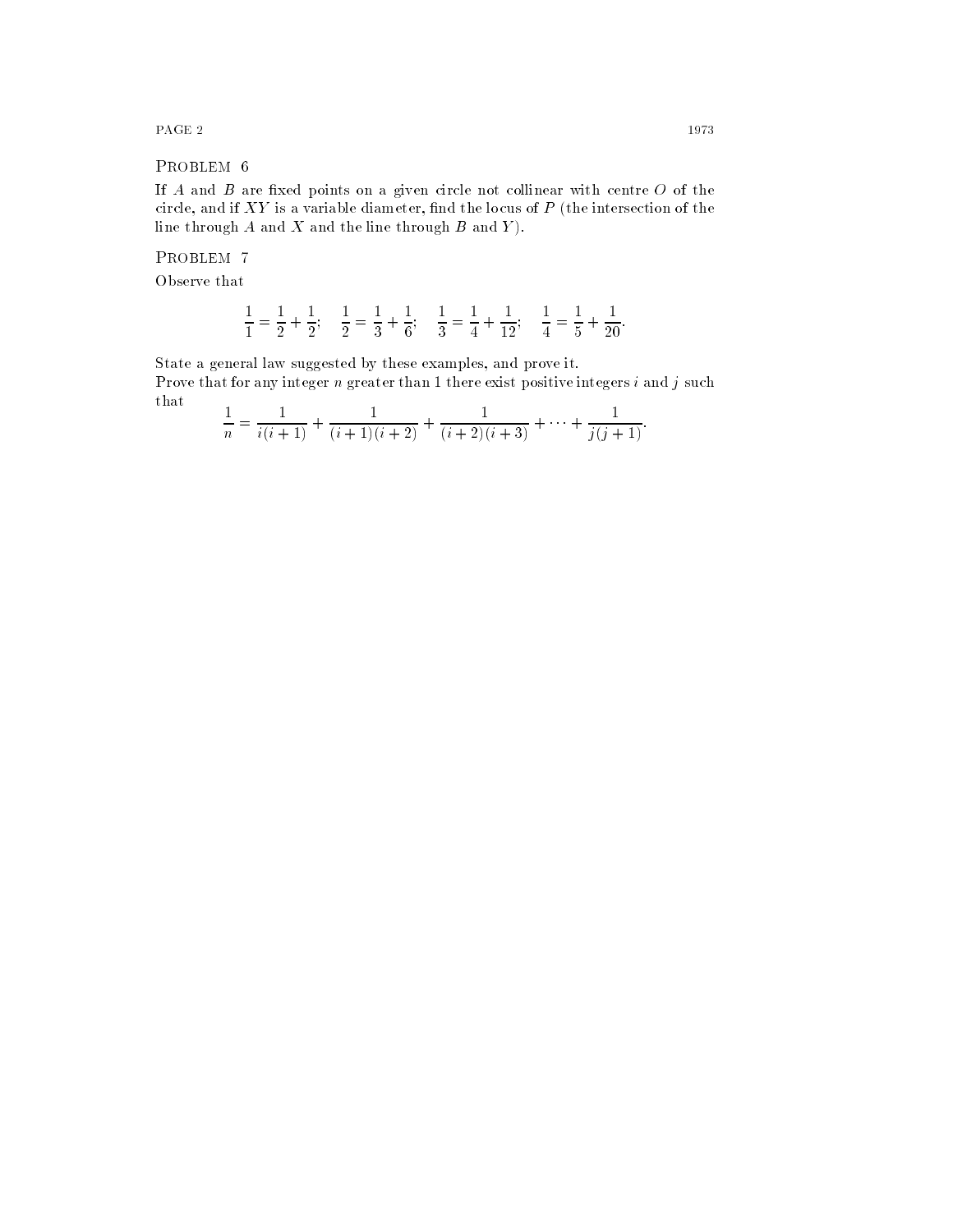## Problem 6

If $A$ and $B$ are fixed points on a given circle not collinear with centre $O$ of the circle, and if $XY$ is a variable diameter, find the locus of $P$ (the intersection of the line through $A$ and $X$ and the line through $B$ and $Y$).

## Problem 7

Observe that

$$\frac{1}{1} = \frac{1}{2} + \frac{1}{2}; \quad \frac{1}{2} = \frac{1}{3} + \frac{1}{6}; \quad \frac{1}{3} = \frac{1}{4} + \frac{1}{12}; \quad \frac{1}{4} = \frac{1}{5} + \frac{1}{20}.$$

State a general law suggested by these examples, and prove it.

Prove that for any integer $n$ greater than 1 there exist positive integers $i$ and $j$ such that

$$\frac{1}{n} = \frac{1}{i(i+1)} + \frac{1}{(i+1)(i+2)} + \frac{1}{(i+2)(i+3)} + \cdots + \frac{1}{j(j+1)}.$$